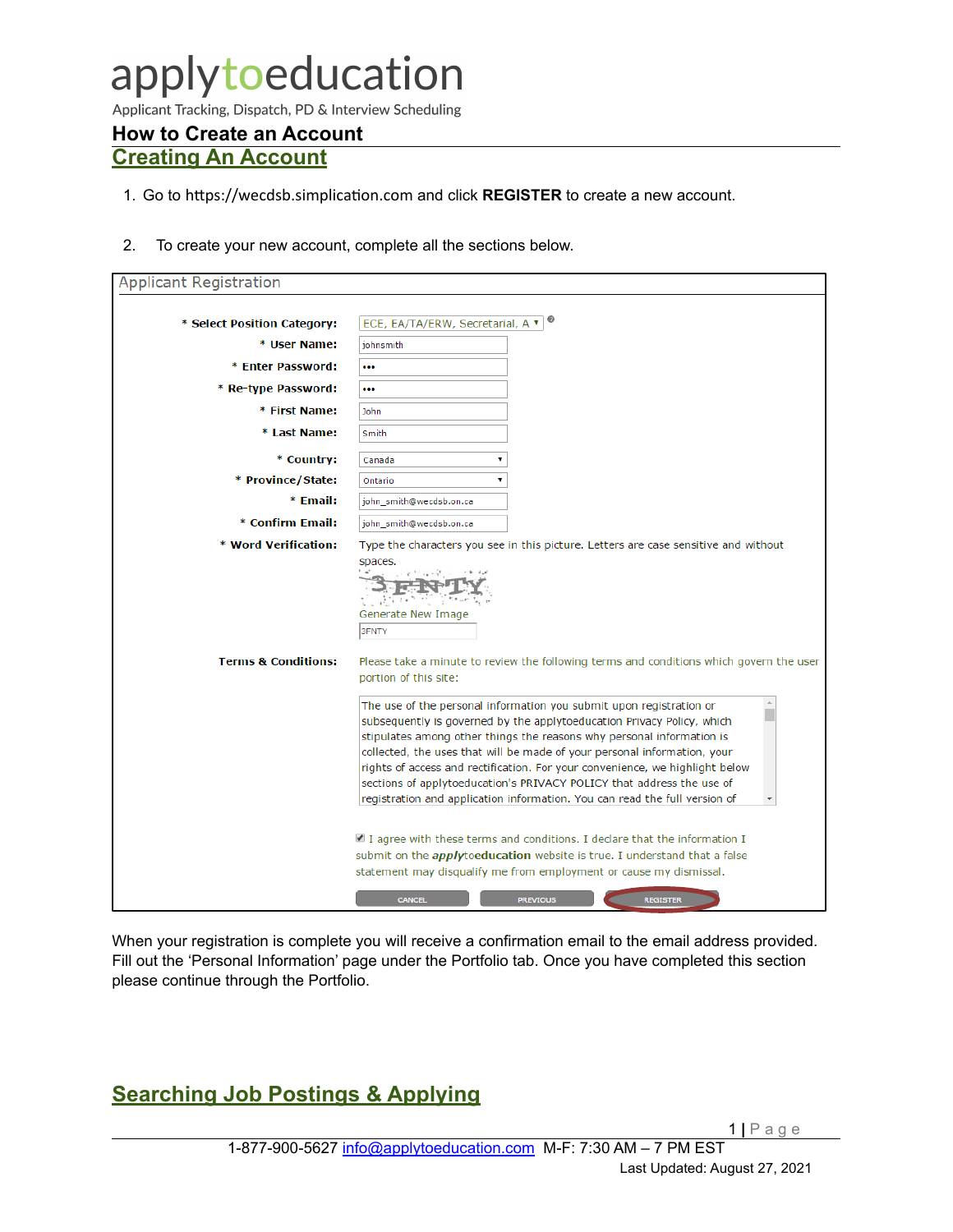# applytoeducation

Applicant Tracking, Dispatch, PD & Interview Scheduling

## How to Create an Account

### Creating An Account

1. Go to https://wecdsb.simplication.com and click **REGISTER** to create a new account.

2. To create your new account, complete all the sections below.

Applicant Registration

| | |
|---|---|
| **\* Select Position Category:** | ECE, EA/TA/ERW, Secretarial, A |
| **\* User Name:** | johnsmith |
| **\* Enter Password:** | ••• |
| **\* Re-type Password:** | ••• |
| **\* First Name:** | John |
| **\* Last Name:** | Smith |
| **\* Country:** | Canada |
| **\* Province/State:** | Ontario |
| **\* Email:** | john_smith@wecdsb.on.ca |
| **\* Confirm Email:** | john_smith@wecdsb.on.ca |
| **\* Word Verification:** | Type the characters you see in this picture. Letters are case sensitive and without spaces. Generate New Image 3FNTY |
| **Terms & Conditions:** | Please take a minute to review the following terms and conditions which govern the user portion of this site: |

The use of the personal information you submit upon registration or subsequently is governed by the applytoeducation Privacy Policy, which stipulates among other things the reasons why personal information is collected, the uses that will be made of your personal information, your rights of access and rectification. For your convenience, we highlight below sections of applytoeducation's PRIVACY POLICY that address the use of registration and application information. You can read the full version of

☑ I agree with these terms and conditions. I declare that the information I submit on the ***apply*toeducation** website is true. I understand that a false statement may disqualify me from employment or cause my dismissal.

CANCEL | PREVIOUS | REGISTER

When your registration is complete you will receive a confirmation email to the email address provided. Fill out the 'Personal Information' page under the Portfolio tab. Once you have completed this section please continue through the Portfolio.

### Searching Job Postings & Applying

1-877-900-5627 info@applytoeducation.com M-F: 7:30 AM – 7 PM EST

Last Updated: August 27, 2021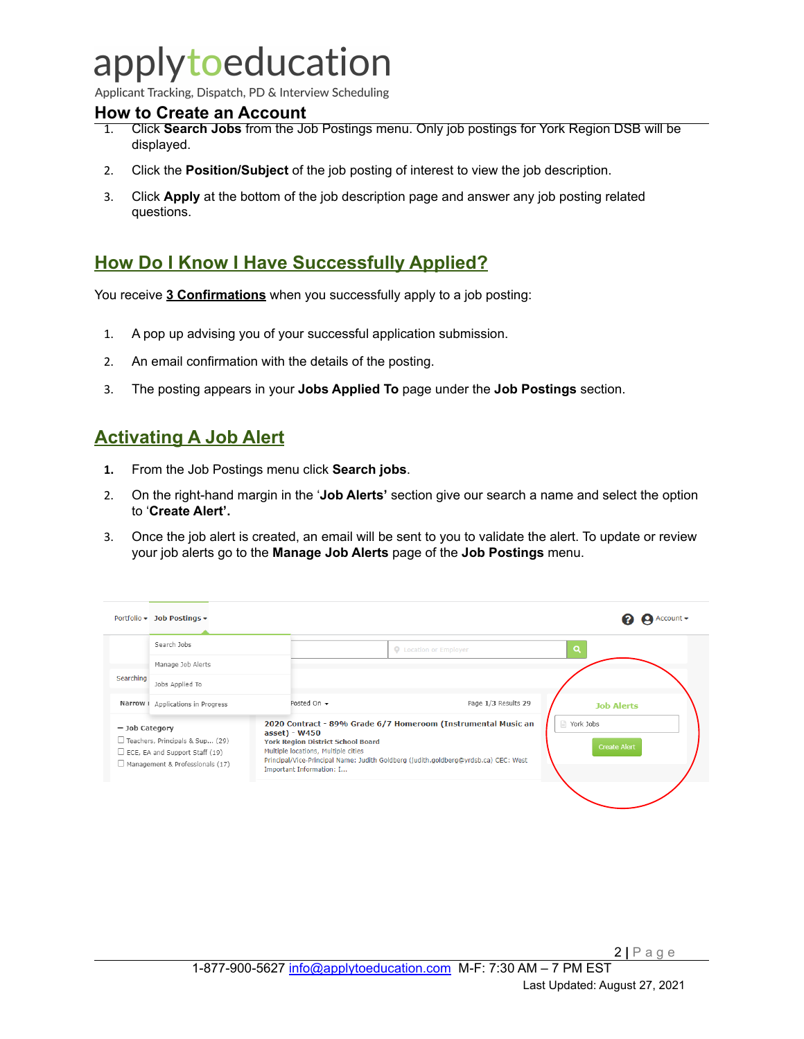applytoeducation

Applicant Tracking, Dispatch, PD & Interview Scheduling

## How to Create an Account

1. Click **Search Jobs** from the Job Postings menu. Only job postings for York Region DSB will be displayed.
2. Click the **Position/Subject** of the job posting of interest to view the job description.
3. Click **Apply** at the bottom of the job description page and answer any job posting related questions.

## How Do I Know I Have Successfully Applied?

You receive **3 Confirmations** when you successfully apply to a job posting:

1. A pop up advising you of your successful application submission.
2. An email confirmation with the details of the posting.
3. The posting appears in your **Jobs Applied To** page under the **Job Postings** section.

## Activating A Job Alert

1. From the Job Postings menu click **Search jobs**.
2. On the right-hand margin in the '**Job Alerts'** section give our search a name and select the option to '**Create Alert'.**
3. Once the job alert is created, an email will be sent to you to validate the alert. To update or review your job alerts go to the **Manage Job Alerts** page of the **Job Postings** menu.

Portfolio Job Postings Account

Search Jobs
Manage Job Alerts
Jobs Applied To
Applications in Progress

Location or Employer

Searching

Narrow

Posted On

Page 1/3 Results 29

Job Category
Teachers, Principals & Sup... (29)
ECE, EA and Support Staff (19)
Management & Professionals (17)

2020 Contract - 89% Grade 6/7 Homeroom (Instrumental Music an asset) - W450
York Region District School Board
Multiple locations, Multiple cities
Principal/Vice-Principal Name: Judith Goldberg (judith.goldberg@yrdsb.ca) CEC: West
Important Information: I...

Job Alerts
York Jobs
Create Alert

1-877-900-5627 info@applytoeducation.com M-F: 7:30 AM – 7 PM EST

Last Updated: August 27, 2021